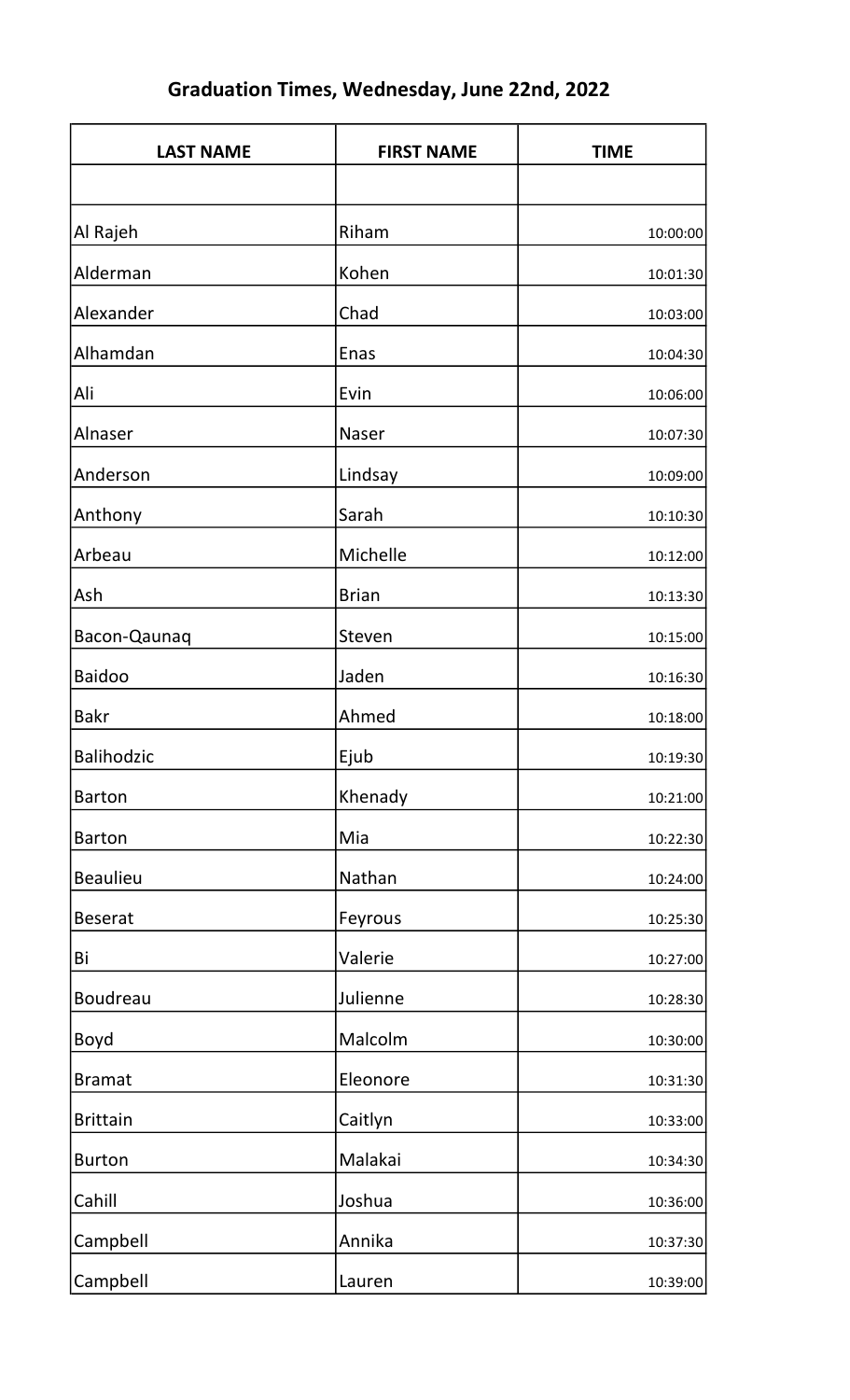# Graduation Times, Wednesday, June 22nd, 2022

| LAST NAME | FIRST NAME | TIME |
|---|---|---|
| | | |
| Al Rajeh | Riham | 10:00:00 |
| Alderman | Kohen | 10:01:30 |
| Alexander | Chad | 10:03:00 |
| Alhamdan | Enas | 10:04:30 |
| Ali | Evin | 10:06:00 |
| Alnaser | Naser | 10:07:30 |
| Anderson | Lindsay | 10:09:00 |
| Anthony | Sarah | 10:10:30 |
| Arbeau | Michelle | 10:12:00 |
| Ash | Brian | 10:13:30 |
| Bacon-Qaunaq | Steven | 10:15:00 |
| Baidoo | Jaden | 10:16:30 |
| Bakr | Ahmed | 10:18:00 |
| Balihodzic | Ejub | 10:19:30 |
| Barton | Khenady | 10:21:00 |
| Barton | Mia | 10:22:30 |
| Beaulieu | Nathan | 10:24:00 |
| Beserat | Feyrous | 10:25:30 |
| Bi | Valerie | 10:27:00 |
| Boudreau | Julienne | 10:28:30 |
| Boyd | Malcolm | 10:30:00 |
| Bramat | Eleonore | 10:31:30 |
| Brittain | Caitlyn | 10:33:00 |
| Burton | Malakai | 10:34:30 |
| Cahill | Joshua | 10:36:00 |
| Campbell | Annika | 10:37:30 |
| Campbell | Lauren | 10:39:00 |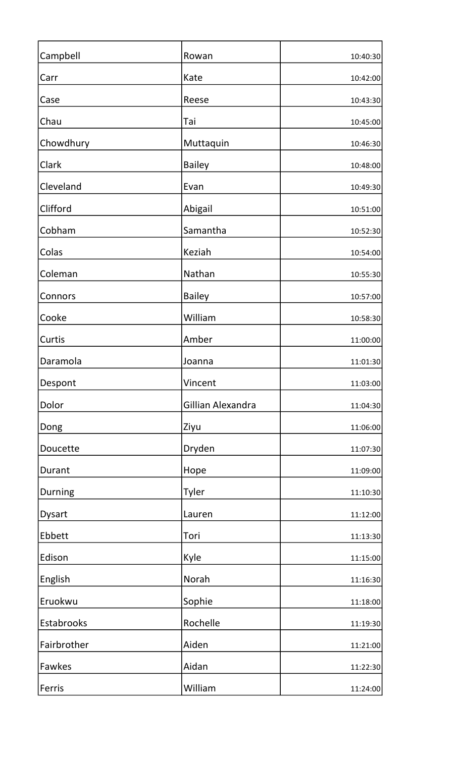| Campbell | Rowan | 10:40:30 |
|---|---|---|
| Carr | Kate | 10:42:00 |
| Case | Reese | 10:43:30 |
| Chau | Tai | 10:45:00 |
| Chowdhury | Muttaquin | 10:46:30 |
| Clark | Bailey | 10:48:00 |
| Cleveland | Evan | 10:49:30 |
| Clifford | Abigail | 10:51:00 |
| Cobham | Samantha | 10:52:30 |
| Colas | Keziah | 10:54:00 |
| Coleman | Nathan | 10:55:30 |
| Connors | Bailey | 10:57:00 |
| Cooke | William | 10:58:30 |
| Curtis | Amber | 11:00:00 |
| Daramola | Joanna | 11:01:30 |
| Despont | Vincent | 11:03:00 |
| Dolor | Gillian Alexandra | 11:04:30 |
| Dong | Ziyu | 11:06:00 |
| Doucette | Dryden | 11:07:30 |
| Durant | Hope | 11:09:00 |
| Durning | Tyler | 11:10:30 |
| Dysart | Lauren | 11:12:00 |
| Ebbett | Tori | 11:13:30 |
| Edison | Kyle | 11:15:00 |
| English | Norah | 11:16:30 |
| Eruokwu | Sophie | 11:18:00 |
| Estabrooks | Rochelle | 11:19:30 |
| Fairbrother | Aiden | 11:21:00 |
| Fawkes | Aidan | 11:22:30 |
| Ferris | William | 11:24:00 |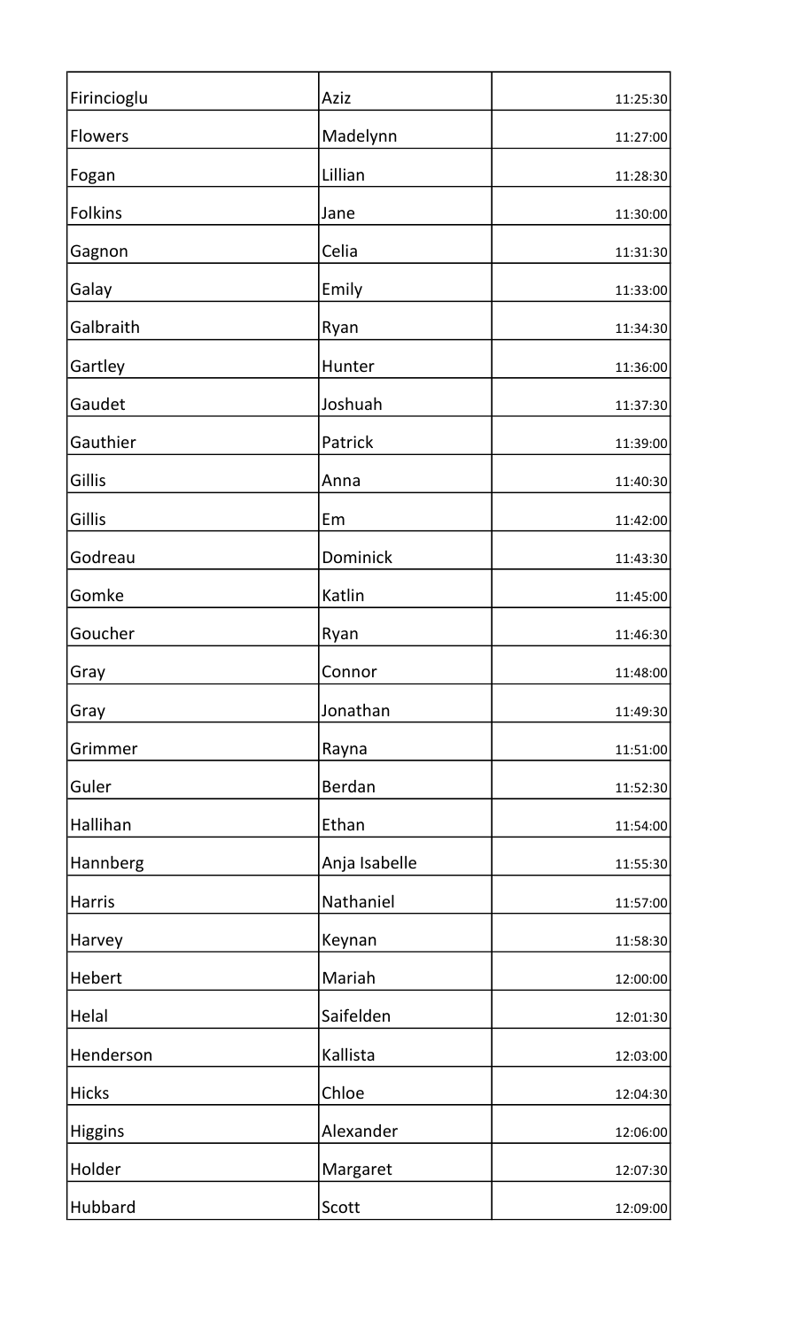| | | |
|---|---|---|
| Firincioglu | Aziz | 11:25:30 |
| Flowers | Madelynn | 11:27:00 |
| Fogan | Lillian | 11:28:30 |
| Folkins | Jane | 11:30:00 |
| Gagnon | Celia | 11:31:30 |
| Galay | Emily | 11:33:00 |
| Galbraith | Ryan | 11:34:30 |
| Gartley | Hunter | 11:36:00 |
| Gaudet | Joshuah | 11:37:30 |
| Gauthier | Patrick | 11:39:00 |
| Gillis | Anna | 11:40:30 |
| Gillis | Em | 11:42:00 |
| Godreau | Dominick | 11:43:30 |
| Gomke | Katlin | 11:45:00 |
| Goucher | Ryan | 11:46:30 |
| Gray | Connor | 11:48:00 |
| Gray | Jonathan | 11:49:30 |
| Grimmer | Rayna | 11:51:00 |
| Guler | Berdan | 11:52:30 |
| Hallihan | Ethan | 11:54:00 |
| Hannberg | Anja Isabelle | 11:55:30 |
| Harris | Nathaniel | 11:57:00 |
| Harvey | Keynan | 11:58:30 |
| Hebert | Mariah | 12:00:00 |
| Helal | Saifelden | 12:01:30 |
| Henderson | Kallista | 12:03:00 |
| Hicks | Chloe | 12:04:30 |
| Higgins | Alexander | 12:06:00 |
| Holder | Margaret | 12:07:30 |
| Hubbard | Scott | 12:09:00 |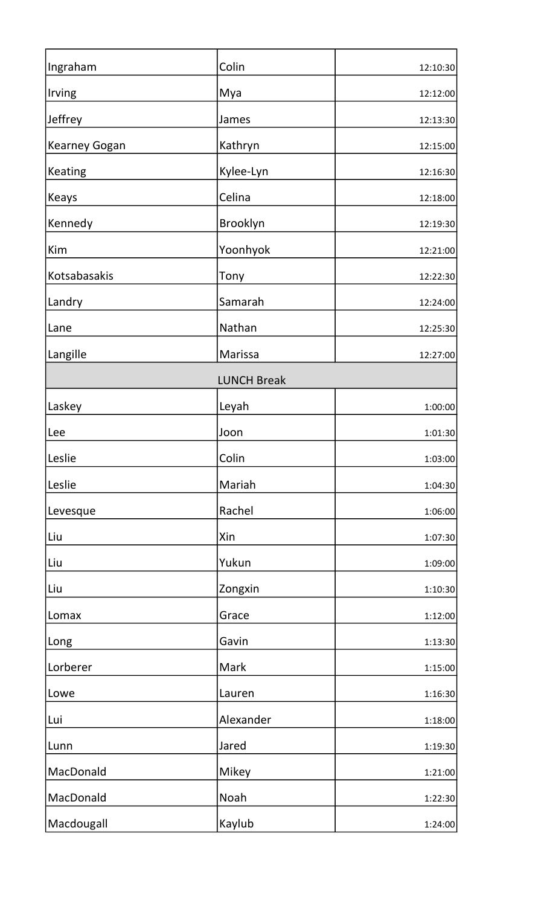| Ingraham | Colin | 12:10:30 |
|---|---|---|
| Irving | Mya | 12:12:00 |
| Jeffrey | James | 12:13:30 |
| Kearney Gogan | Kathryn | 12:15:00 |
| Keating | Kylee-Lyn | 12:16:30 |
| Keays | Celina | 12:18:00 |
| Kennedy | Brooklyn | 12:19:30 |
| Kim | Yoonhyok | 12:21:00 |
| Kotsabasakis | Tony | 12:22:30 |
| Landry | Samarah | 12:24:00 |
| Lane | Nathan | 12:25:30 |
| Langille | Marissa | 12:27:00 |
| | LUNCH Break | |
| Laskey | Leyah | 1:00:00 |
| Lee | Joon | 1:01:30 |
| Leslie | Colin | 1:03:00 |
| Leslie | Mariah | 1:04:30 |
| Levesque | Rachel | 1:06:00 |
| Liu | Xin | 1:07:30 |
| Liu | Yukun | 1:09:00 |
| Liu | Zongxin | 1:10:30 |
| Lomax | Grace | 1:12:00 |
| Long | Gavin | 1:13:30 |
| Lorberer | Mark | 1:15:00 |
| Lowe | Lauren | 1:16:30 |
| Lui | Alexander | 1:18:00 |
| Lunn | Jared | 1:19:30 |
| MacDonald | Mikey | 1:21:00 |
| MacDonald | Noah | 1:22:30 |
| Macdougall | Kaylub | 1:24:00 |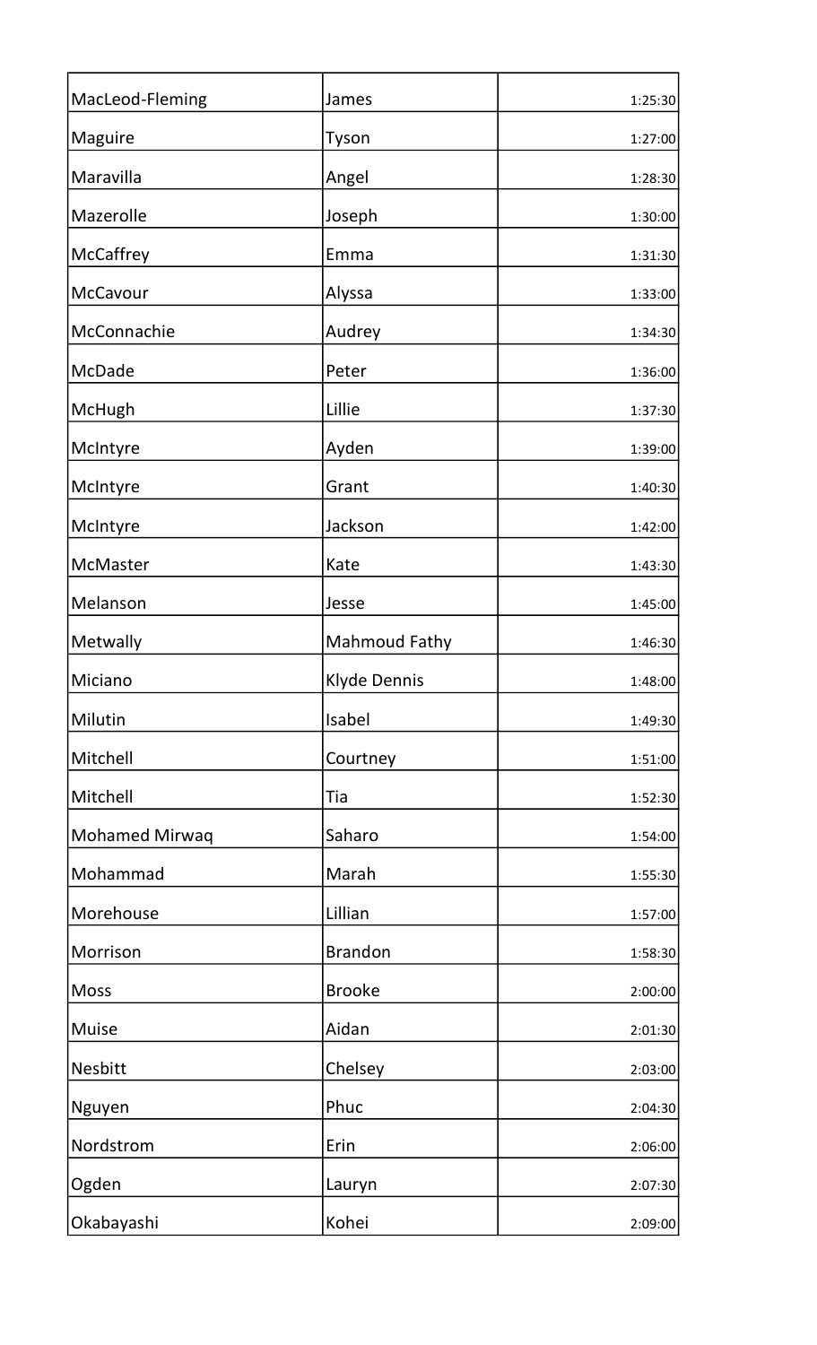| | | |
|---|---|---|
| MacLeod-Fleming | James | 1:25:30 |
| Maguire | Tyson | 1:27:00 |
| Maravilla | Angel | 1:28:30 |
| Mazerolle | Joseph | 1:30:00 |
| McCaffrey | Emma | 1:31:30 |
| McCavour | Alyssa | 1:33:00 |
| McConnachie | Audrey | 1:34:30 |
| McDade | Peter | 1:36:00 |
| McHugh | Lillie | 1:37:30 |
| McIntyre | Ayden | 1:39:00 |
| McIntyre | Grant | 1:40:30 |
| McIntyre | Jackson | 1:42:00 |
| McMaster | Kate | 1:43:30 |
| Melanson | Jesse | 1:45:00 |
| Metwally | Mahmoud Fathy | 1:46:30 |
| Miciano | Klyde Dennis | 1:48:00 |
| Milutin | Isabel | 1:49:30 |
| Mitchell | Courtney | 1:51:00 |
| Mitchell | Tia | 1:52:30 |
| Mohamed Mirwaq | Saharo | 1:54:00 |
| Mohammad | Marah | 1:55:30 |
| Morehouse | Lillian | 1:57:00 |
| Morrison | Brandon | 1:58:30 |
| Moss | Brooke | 2:00:00 |
| Muise | Aidan | 2:01:30 |
| Nesbitt | Chelsey | 2:03:00 |
| Nguyen | Phuc | 2:04:30 |
| Nordstrom | Erin | 2:06:00 |
| Ogden | Lauryn | 2:07:30 |
| Okabayashi | Kohei | 2:09:00 |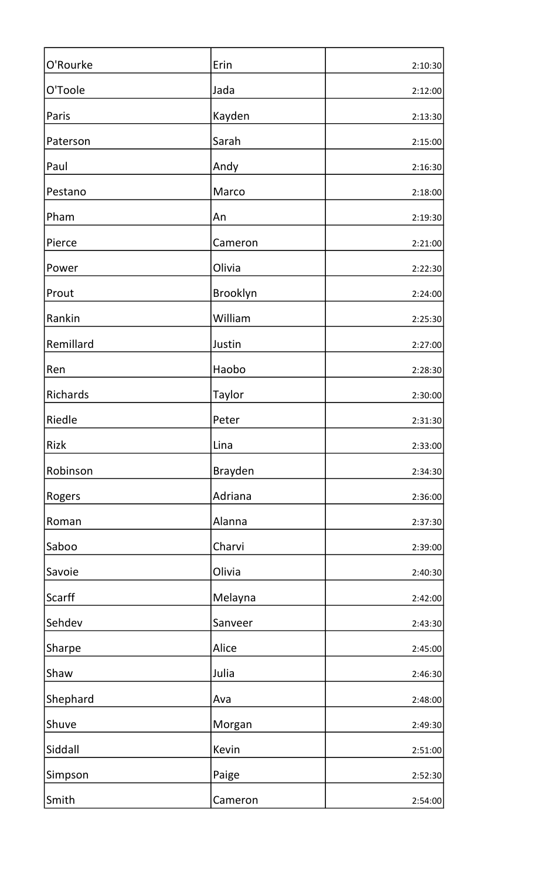| | | |
|---|---|---|
| O'Rourke | Erin | 2:10:30 |
| O'Toole | Jada | 2:12:00 |
| Paris | Kayden | 2:13:30 |
| Paterson | Sarah | 2:15:00 |
| Paul | Andy | 2:16:30 |
| Pestano | Marco | 2:18:00 |
| Pham | An | 2:19:30 |
| Pierce | Cameron | 2:21:00 |
| Power | Olivia | 2:22:30 |
| Prout | Brooklyn | 2:24:00 |
| Rankin | William | 2:25:30 |
| Remillard | Justin | 2:27:00 |
| Ren | Haobo | 2:28:30 |
| Richards | Taylor | 2:30:00 |
| Riedle | Peter | 2:31:30 |
| Rizk | Lina | 2:33:00 |
| Robinson | Brayden | 2:34:30 |
| Rogers | Adriana | 2:36:00 |
| Roman | Alanna | 2:37:30 |
| Saboo | Charvi | 2:39:00 |
| Savoie | Olivia | 2:40:30 |
| Scarff | Melayna | 2:42:00 |
| Sehdev | Sanveer | 2:43:30 |
| Sharpe | Alice | 2:45:00 |
| Shaw | Julia | 2:46:30 |
| Shephard | Ava | 2:48:00 |
| Shuve | Morgan | 2:49:30 |
| Siddall | Kevin | 2:51:00 |
| Simpson | Paige | 2:52:30 |
| Smith | Cameron | 2:54:00 |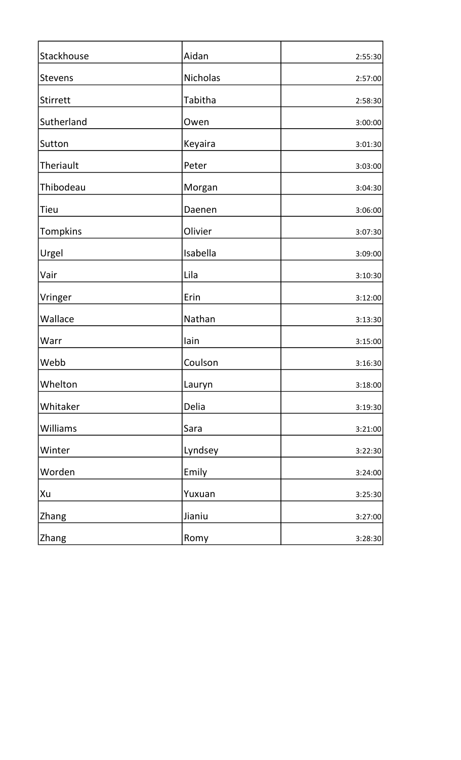| | | |
|---|---|---|
| Stackhouse | Aidan | 2:55:30 |
| Stevens | Nicholas | 2:57:00 |
| Stirrett | Tabitha | 2:58:30 |
| Sutherland | Owen | 3:00:00 |
| Sutton | Keyaira | 3:01:30 |
| Theriault | Peter | 3:03:00 |
| Thibodeau | Morgan | 3:04:30 |
| Tieu | Daenen | 3:06:00 |
| Tompkins | Olivier | 3:07:30 |
| Urgel | Isabella | 3:09:00 |
| Vair | Lila | 3:10:30 |
| Vringer | Erin | 3:12:00 |
| Wallace | Nathan | 3:13:30 |
| Warr | Iain | 3:15:00 |
| Webb | Coulson | 3:16:30 |
| Whelton | Lauryn | 3:18:00 |
| Whitaker | Delia | 3:19:30 |
| Williams | Sara | 3:21:00 |
| Winter | Lyndsey | 3:22:30 |
| Worden | Emily | 3:24:00 |
| Xu | Yuxuan | 3:25:30 |
| Zhang | Jianiu | 3:27:00 |
| Zhang | Romy | 3:28:30 |